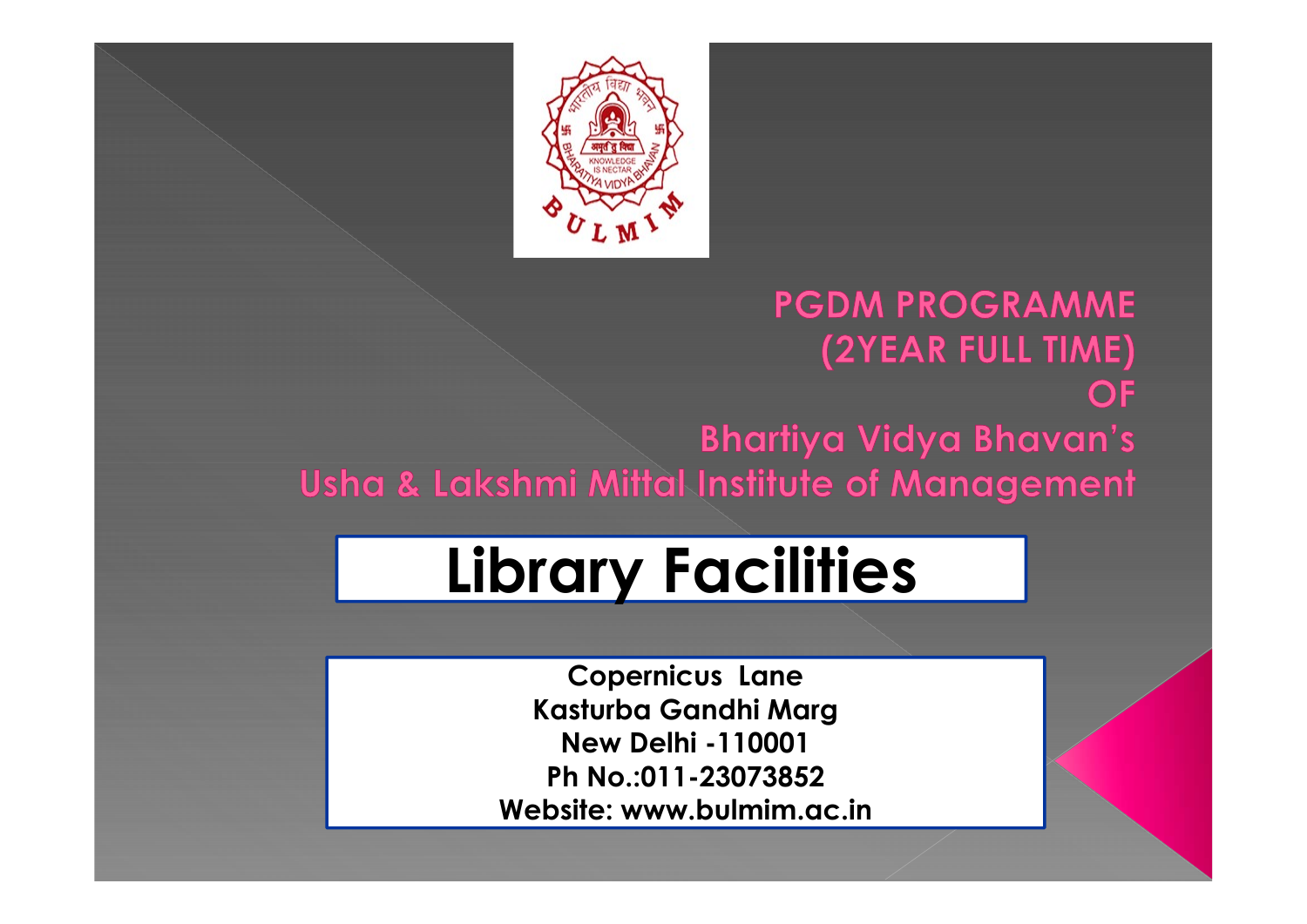PGDM PROGRAMME
(2YEAR FULL TIME)
OF
Bhartiya Vidya Bhavan's
Usha & Lakshmi Mittal Institute of Management

# Library Facilities

**Copernicus Lane**
**Kasturba Gandhi Marg**
**New Delhi -110001**
**Ph No.:011-23073852**
**Website: www.bulmim.ac.in**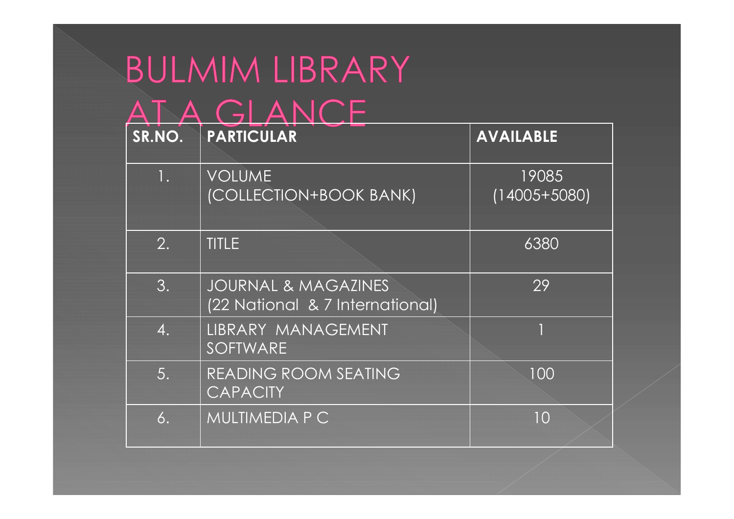# BULMIM LIBRARY AT A GLANCE

| SR.NO. | PARTICULAR | AVAILABLE |
|---|---|---|
| 1. | VOLUME (COLLECTION+BOOK BANK) | 19085 (14005+5080) |
| 2. | TITLE | 6380 |
| 3. | JOURNAL & MAGAZINES (22 National & 7 International) | 29 |
| 4. | LIBRARY MANAGEMENT SOFTWARE | 1 |
| 5. | READING ROOM SEATING CAPACITY | 100 |
| 6. | MULTIMEDIA P C | 10 |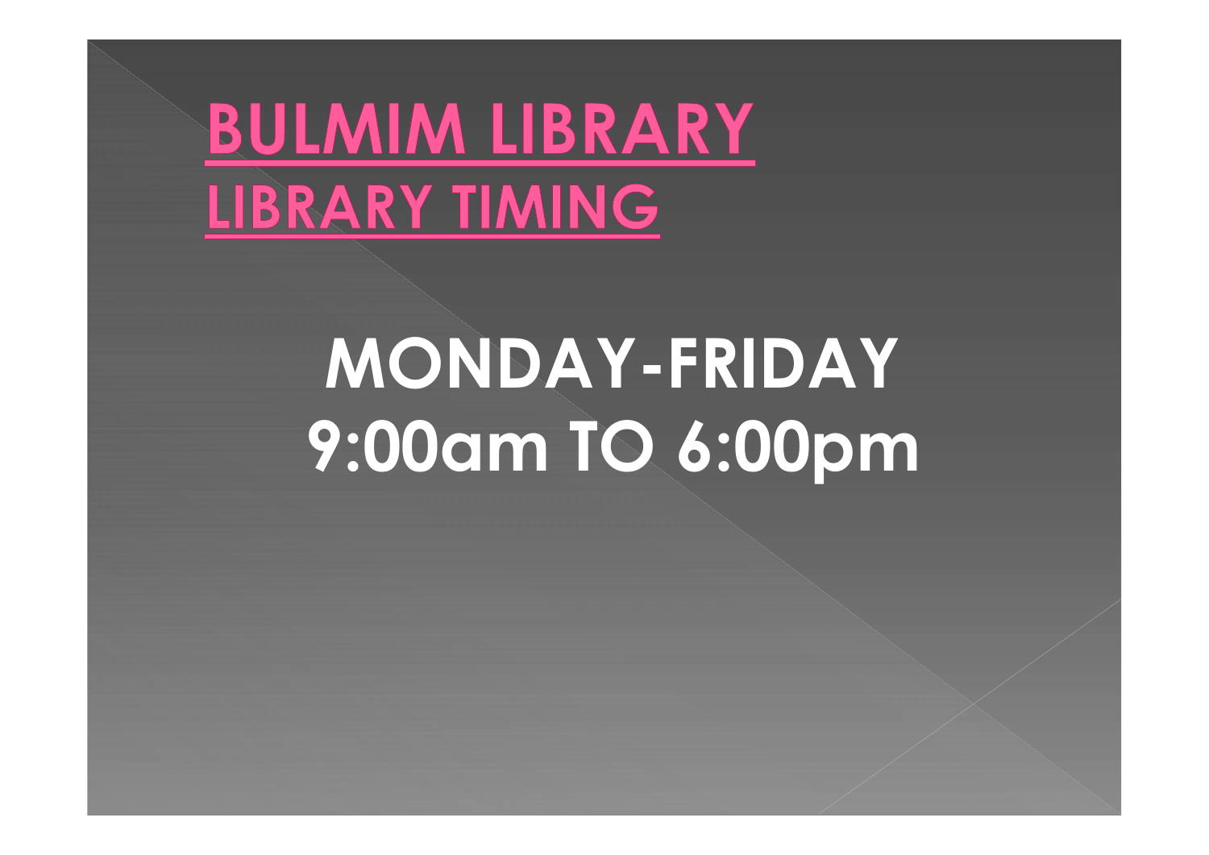# BULMIM LIBRARY

## LIBRARY TIMING

**MONDAY-FRIDAY**

**9:00am TO 6:00pm**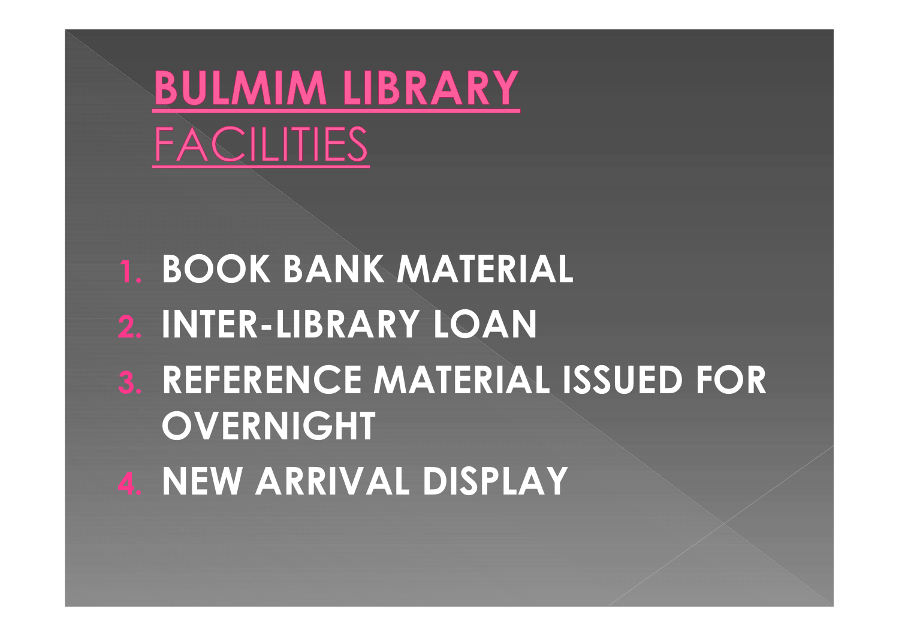# BULMIM LIBRARY FACILITIES

1. **BOOK BANK MATERIAL**
2. **INTER-LIBRARY LOAN**
3. **REFERENCE MATERIAL ISSUED FOR OVERNIGHT**
4. **NEW ARRIVAL DISPLAY**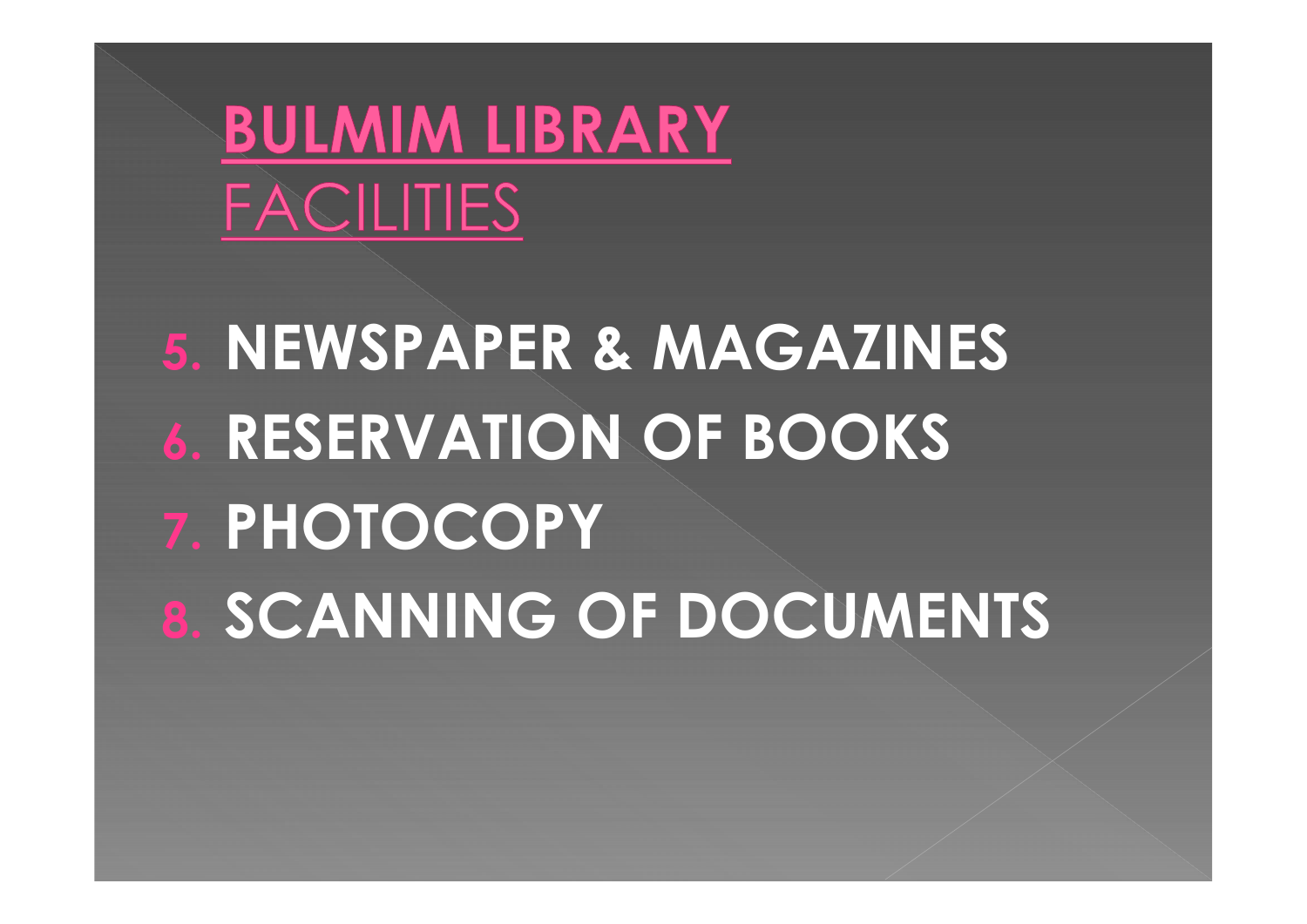# BULMIM LIBRARY
## FACILITIES

5. **NEWSPAPER & MAGAZINES**
6. **RESERVATION OF BOOKS**
7. **PHOTOCOPY**
8. **SCANNING OF DOCUMENTS**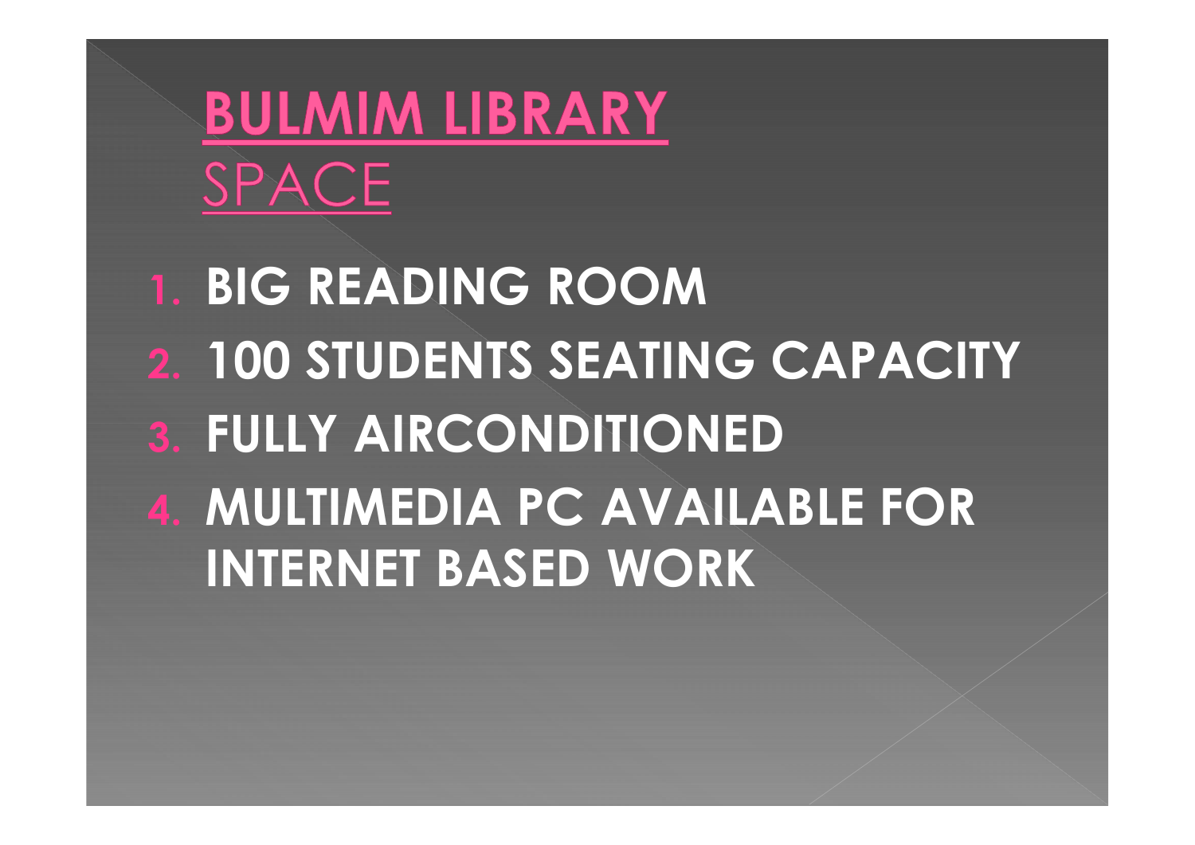# BULMIM LIBRARY

## SPACE

1. **BIG READING ROOM**
2. **100 STUDENTS SEATING CAPACITY**
3. **FULLY AIRCONDITIONED**
4. **MULTIMEDIA PC AVAILABLE FOR INTERNET BASED WORK**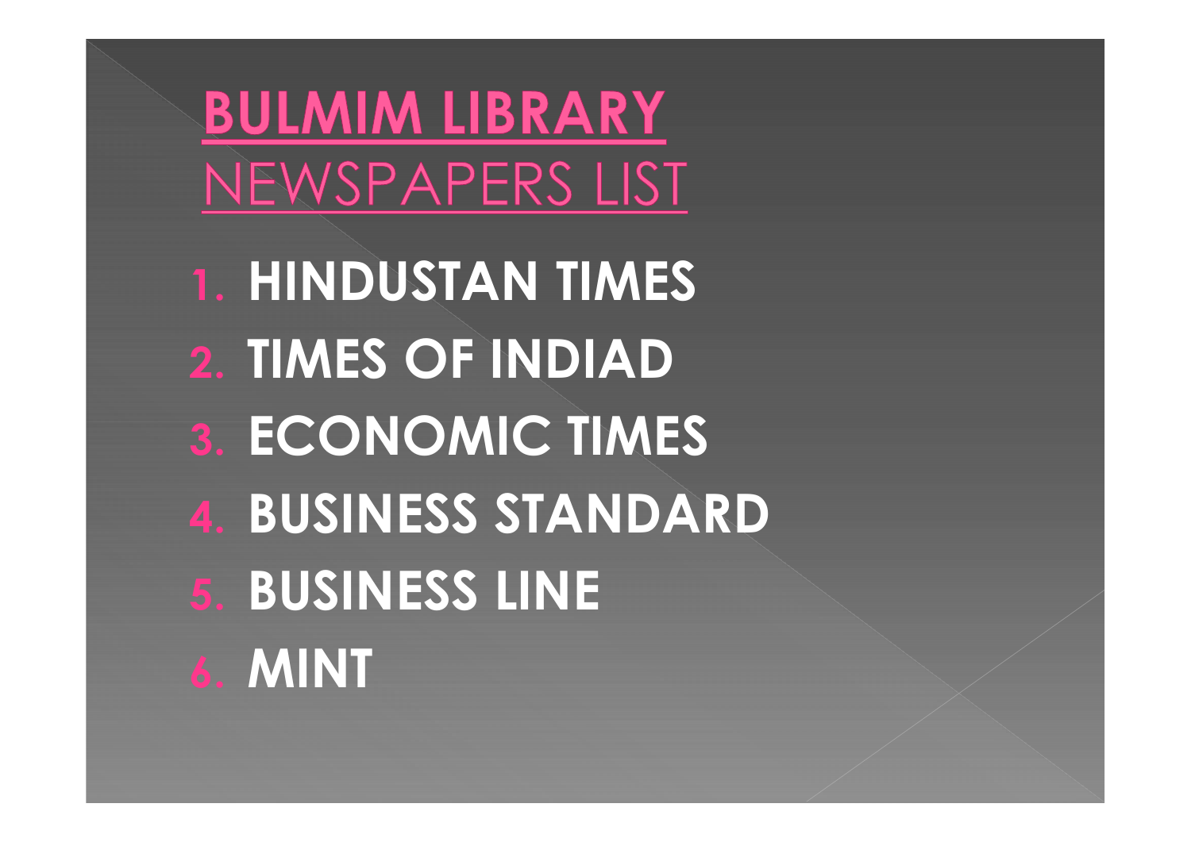# BULMIM LIBRARY

## NEWSPAPERS LIST

1. **HINDUSTAN TIMES**
2. **TIMES OF INDIAD**
3. **ECONOMIC TIMES**
4. **BUSINESS STANDARD**
5. **BUSINESS LINE**
6. **MINT**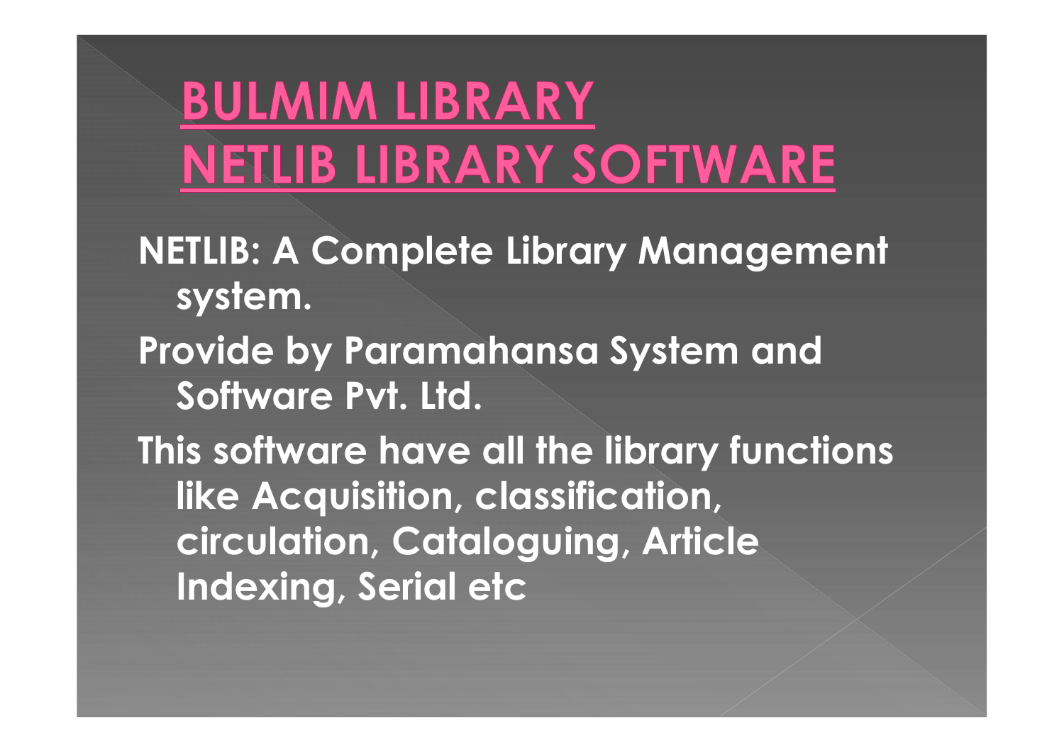# BULMIM LIBRARY
# NETLIB LIBRARY SOFTWARE

- **NETLIB: A Complete Library Management system.**
- **Provide by Paramahansa System and Software Pvt. Ltd.**
- **This software have all the library functions like Acquisition, classification, circulation, Cataloguing, Article Indexing, Serial etc**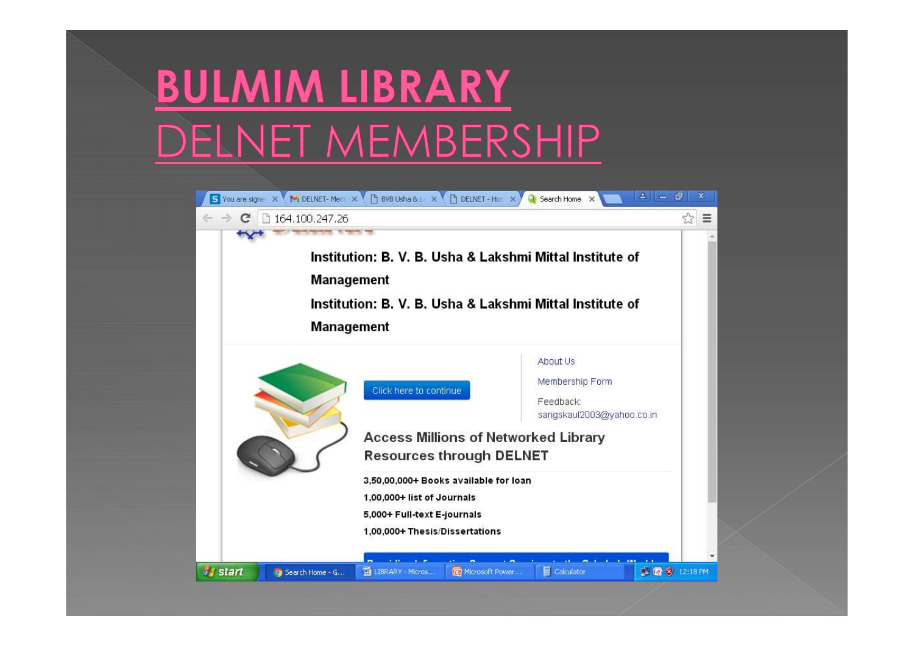# BULMIM LIBRARY

## DELNET MEMBERSHIP

Institution: B. V. B. Usha & Lakshmi Mittal Institute of Management

Institution: B. V. B. Usha & Lakshmi Mittal Institute of Management

Click here to continue

About Us

Membership Form

Feedback: sangskaul2003@yahoo.co.in

Access Millions of Networked Library Resources through DELNET

3,50,00,000+ Books available for loan

1,00,000+ list of Journals

5,000+ Full-text E-journals

1,00,000+ Thesis/Dissertations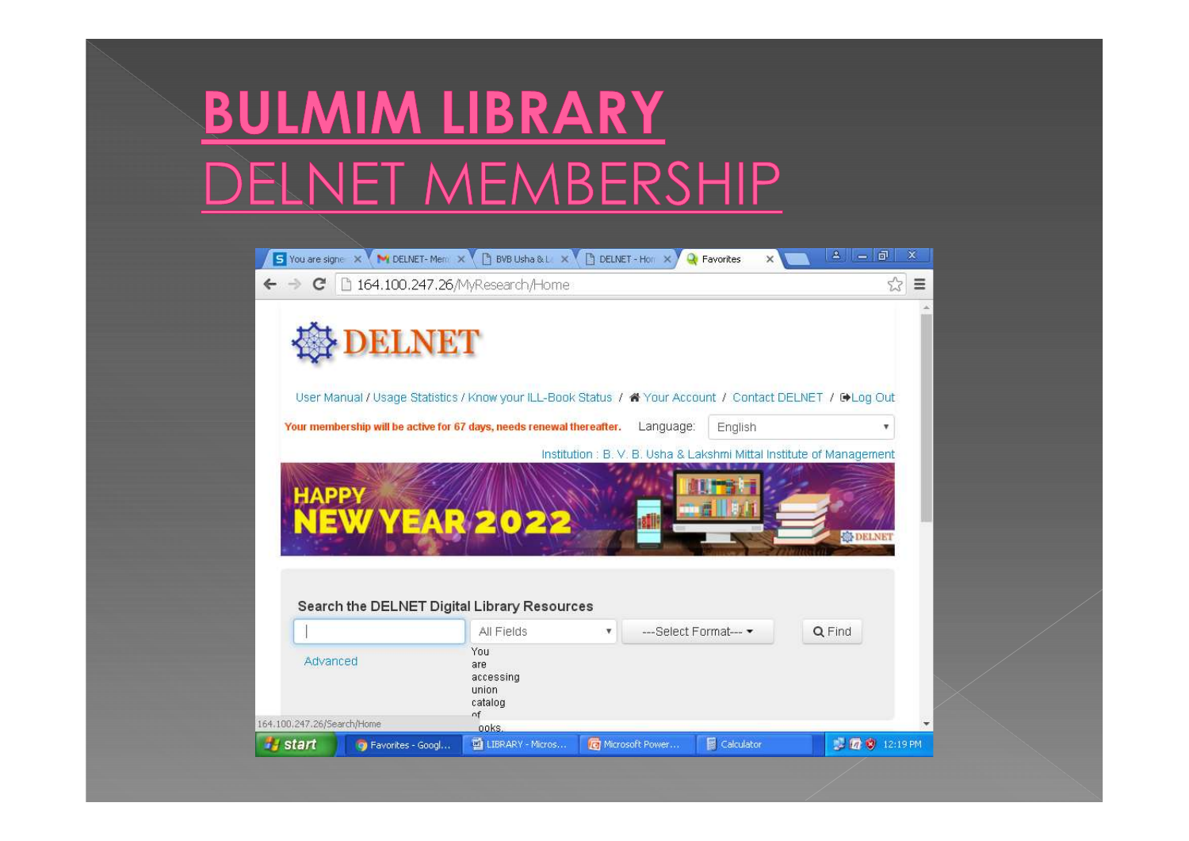# BULMIM LIBRARY

## DELNET MEMBERSHIP

DELNET

User Manual / Usage Statistics / Know your ILL-Book Status / Your Account / Contact DELNET / Log Out

Your membership will be active for 67 days, needs renewal thereafter.

Language: English

Institution : B. V. B. Usha & Lakshmi Mittal Institute of Management

HAPPY NEW YEAR 2022

Search the DELNET Digital Library Resources

All Fields | ---Select Format--- | Find

Advanced

You are accessing union catalog of books.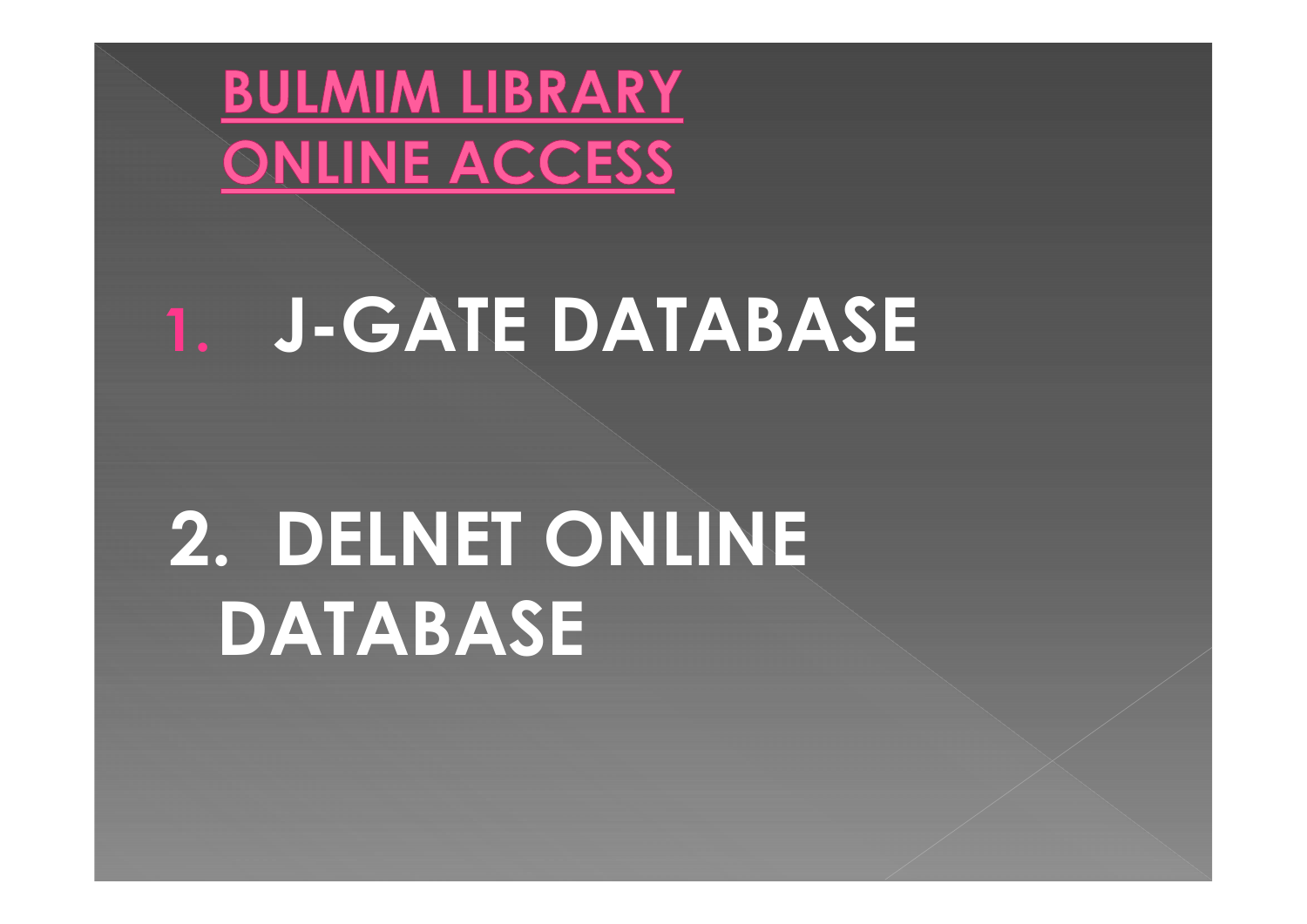# BULMIM LIBRARY ONLINE ACCESS

1. **J-GATE DATABASE**

2. **DELNET ONLINE DATABASE**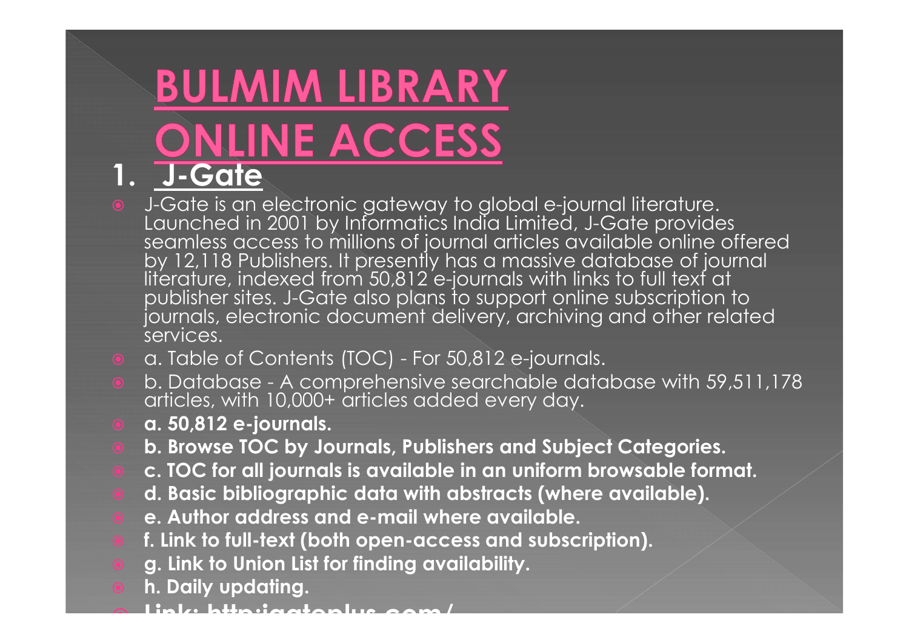# BULMIM LIBRARY ONLINE ACCESS

## 1. J-Gate

- J-Gate is an electronic gateway to global e-journal literature. Launched in 2001 by Informatics India Limited, J-Gate provides seamless access to millions of journal articles available online offered by 12,118 Publishers. It presently has a massive database of journal literature, indexed from 50,812 e-journals with links to full text at publisher sites. J-Gate also plans to support online subscription to journals, electronic document delivery, archiving and other related services.
- a. Table of Contents (TOC) - For 50,812 e-journals.
- b. Database - A comprehensive searchable database with 59,511,178 articles, with 10,000+ articles added every day.
- **a. 50,812 e-journals.**
- **b. Browse TOC by Journals, Publishers and Subject Categories.**
- **c. TOC for all journals is available in an uniform browsable format.**
- **d. Basic bibliographic data with abstracts (where available).**
- **e. Author address and e-mail where available.**
- **f. Link to full-text (both open-access and subscription).**
- **g. Link to Union List for finding availability.**
- **h. Daily updating.**
- **Link: http:jgateplus.com/**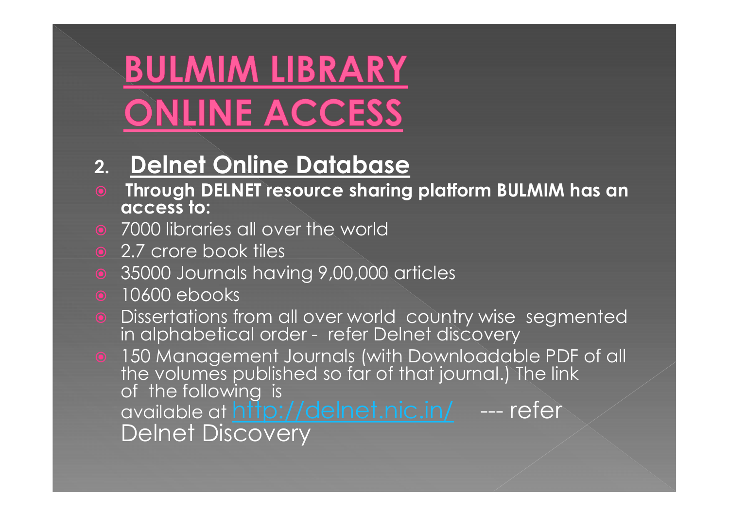# BULMIM LIBRARY ONLINE ACCESS

## 2. Delnet Online Database

- **Through DELNET resource sharing platform BULMIM has an access to:**
- 7000 libraries all over the world
- 2.7 crore book tiles
- 35000 Journals having 9,00,000 articles
- 10600 ebooks
- Dissertations from all over world country wise segmented in alphabetical order - refer Delnet discovery
- 150 Management Journals (with Downloadable PDF of all the volumes published so far of that journal.) The link of the following is available at http://delnet.nic.in/ --- refer Delnet Discovery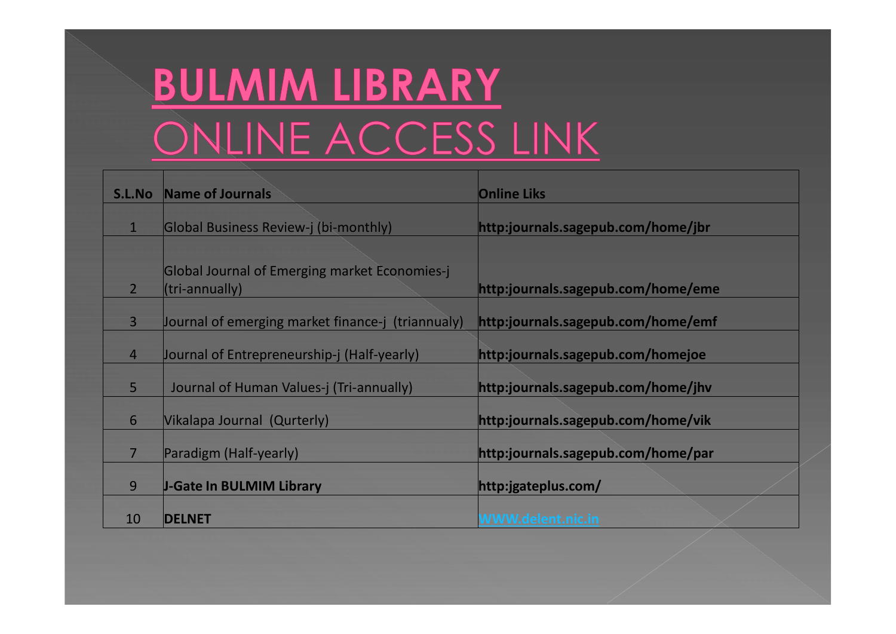# BULMIM LIBRARY

## ONLINE ACCESS LINK

| S.L.No | Name of Journals | Online Liks |
|---|---|---|
| 1 | Global Business Review-j (bi-monthly) | **http:journals.sagepub.com/home/jbr** |
| 2 | Global Journal of Emerging market Economies-j (tri-annually) | **http:journals.sagepub.com/home/eme** |
| 3 | Journal of emerging market finance-j (triannualy) | **http:journals.sagepub.com/home/emf** |
| 4 | Journal of Entrepreneurship-j (Half-yearly) | **http:journals.sagepub.com/homejoe** |
| 5 | Journal of Human Values-j (Tri-annually) | **http:journals.sagepub.com/home/jhv** |
| 6 | Vikalapa Journal (Qurterly) | **http:journals.sagepub.com/home/vik** |
| 7 | Paradigm (Half-yearly) | **http:journals.sagepub.com/home/par** |
| 9 | **J-Gate In BULMIM Library** | **http:jgateplus.com/** |
| 10 | **DELNET** | **WWW.delent.nic.in** |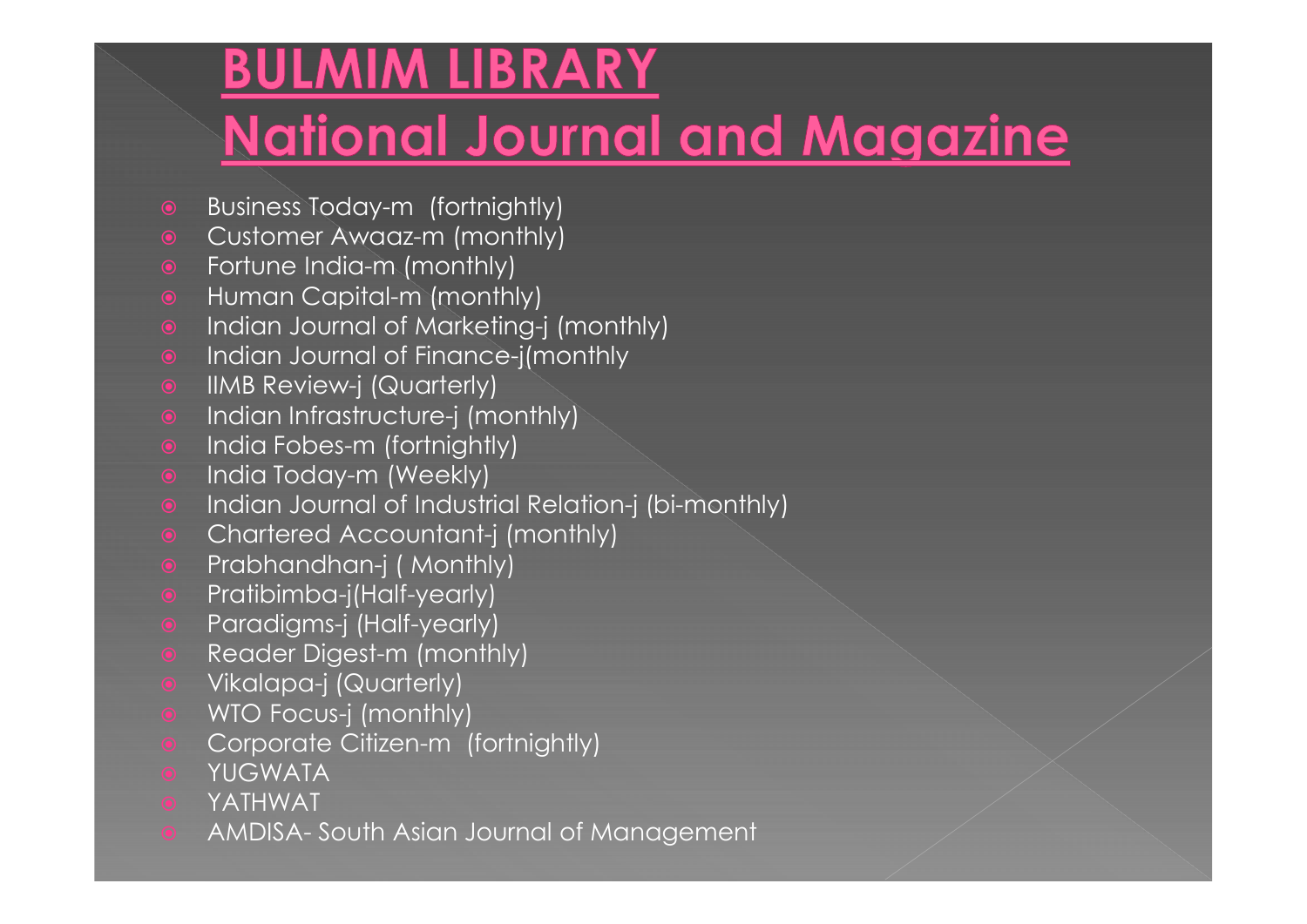# BULMIM LIBRARY
# National Journal and Magazine

- Business Today-m  (fortnightly)
- Customer Awaaz-m (monthly)
- Fortune India-m (monthly)
- Human Capital-m (monthly)
- Indian Journal of Marketing-j (monthly)
- Indian Journal of Finance-j(monthly
- IIMB Review-j (Quarterly)
- Indian Infrastructure-j (monthly)
- India Fobes-m (fortnightly)
- India Today-m (Weekly)
- Indian Journal of Industrial Relation-j (bi-monthly)
- Chartered Accountant-j (monthly)
- Prabhandhan-j ( Monthly)
- Pratibimba-j(Half-yearly)
- Paradigms-j (Half-yearly)
- Reader Digest-m (monthly)
- Vikalapa-j (Quarterly)
- WTO Focus-j (monthly)
- Corporate Citizen-m  (fortnightly)
- YUGWATA
- YATHWAT
- AMDISA- South Asian Journal of Management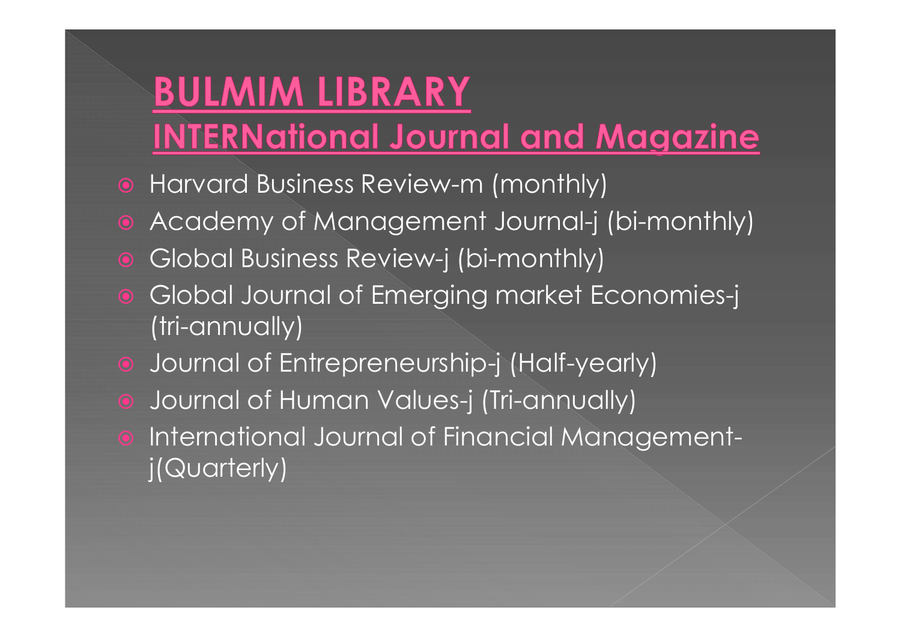# BULMIM LIBRARY

## INTERNational Journal and Magazine

- Harvard Business Review-m (monthly)
- Academy of Management Journal-j (bi-monthly)
- Global Business Review-j (bi-monthly)
- Global Journal of Emerging market Economies-j (tri-annually)
- Journal of Entrepreneurship-j (Half-yearly)
- Journal of Human Values-j (Tri-annually)
- International Journal of Financial Management-j(Quarterly)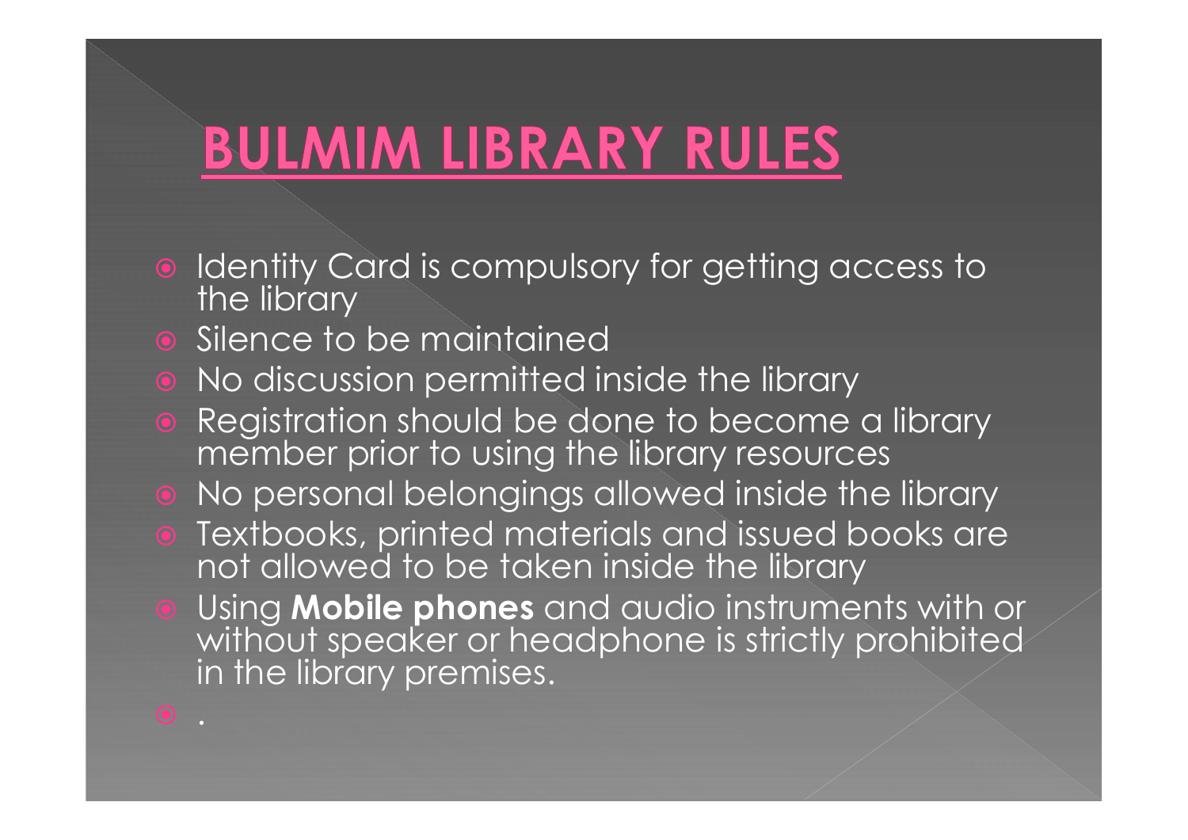# BULMIM LIBRARY RULES

- Identity Card is compulsory for getting access to the library
- Silence to be maintained
- No discussion permitted inside the library
- Registration should be done to become a library member prior to using the library resources
- No personal belongings allowed inside the library
- Textbooks, printed materials and issued books are not allowed to be taken inside the library
- Using **Mobile phones** and audio instruments with or without speaker or headphone is strictly prohibited in the library premises.
- .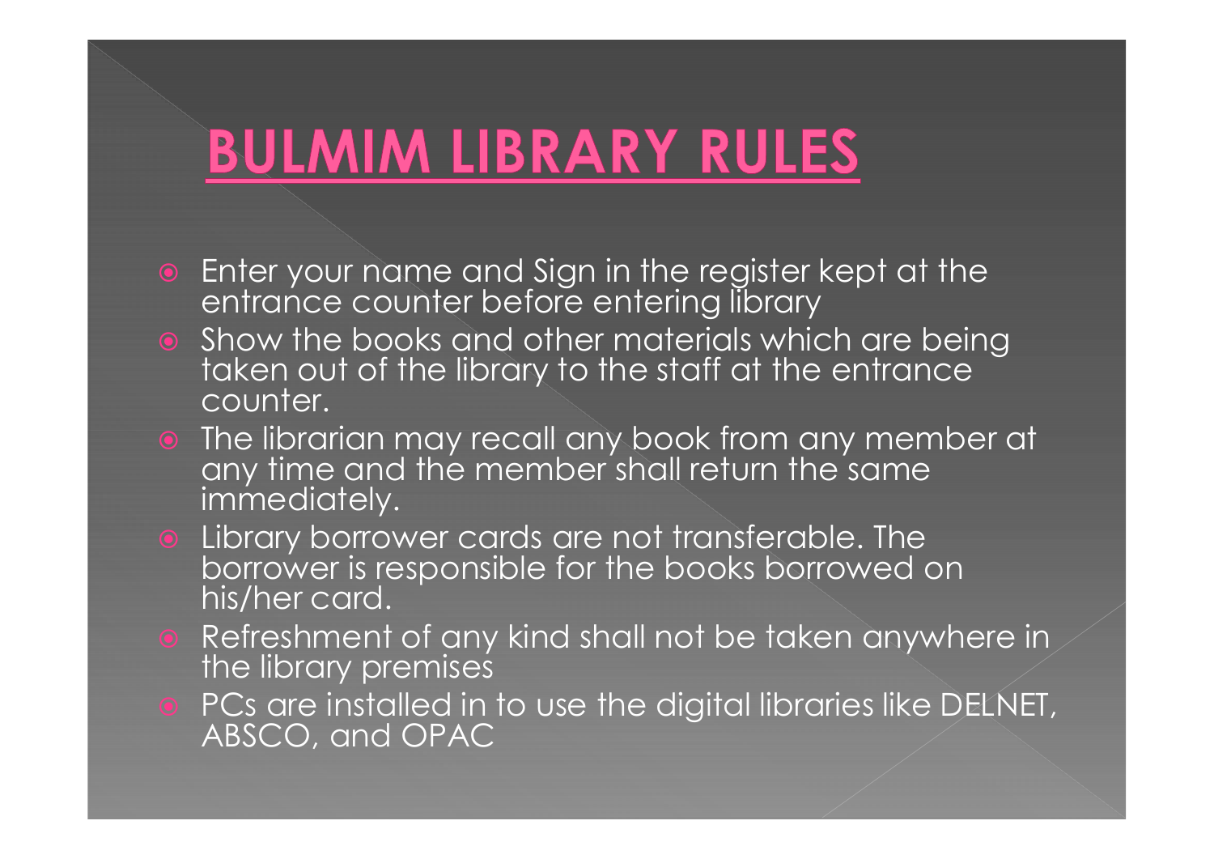# BULMIM LIBRARY RULES

- Enter your name and Sign in the register kept at the entrance counter before entering library
- Show the books and other materials which are being taken out of the library to the staff at the entrance counter.
- The librarian may recall any book from any member at any time and the member shall return the same immediately.
- Library borrower cards are not transferable. The borrower is responsible for the books borrowed on his/her card.
- Refreshment of any kind shall not be taken anywhere in the library premises
- PCs are installed in to use the digital libraries like DELNET, ABSCO, and OPAC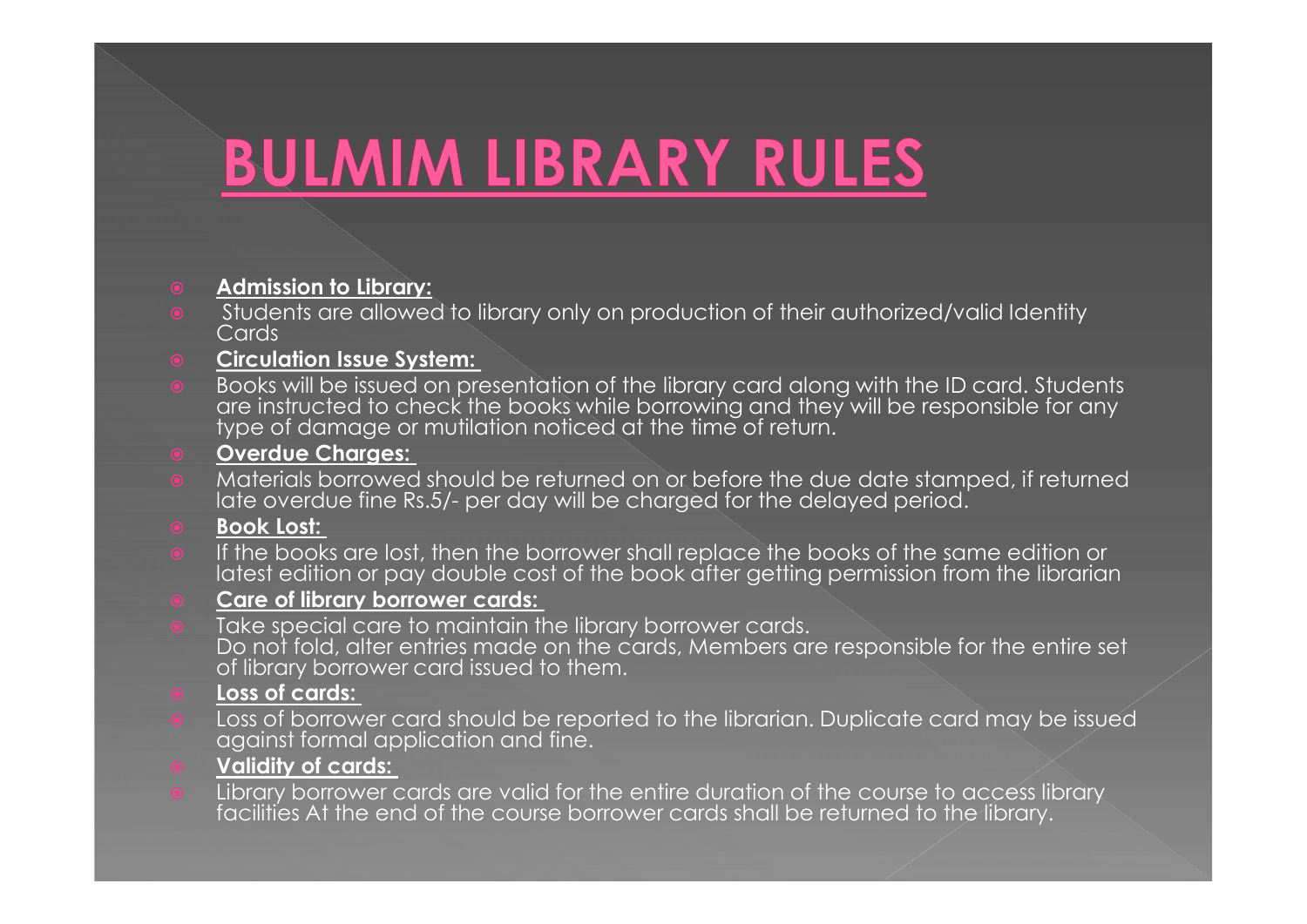# BULMIM LIBRARY RULES

- **Admission to Library:**
- Students are allowed to library only on production of their authorized/valid Identity Cards
- **Circulation Issue System:**
- Books will be issued on presentation of the library card along with the ID card. Students are instructed to check the books while borrowing and they will be responsible for any type of damage or mutilation noticed at the time of return.
- **Overdue Charges:**
- Materials borrowed should be returned on or before the due date stamped, if returned late overdue fine Rs.5/- per day will be charged for the delayed period.
- **Book Lost:**
- If the books are lost, then the borrower shall replace the books of the same edition or latest edition or pay double cost of the book after getting permission from the librarian
- **Care of library borrower cards:**
- Take special care to maintain the library borrower cards.
  Do not fold, alter entries made on the cards, Members are responsible for the entire set of library borrower card issued to them.
- **Loss of cards:**
- Loss of borrower card should be reported to the librarian. Duplicate card may be issued against formal application and fine.
- **Validity of cards:**
- Library borrower cards are valid for the entire duration of the course to access library facilities At the end of the course borrower cards shall be returned to the library.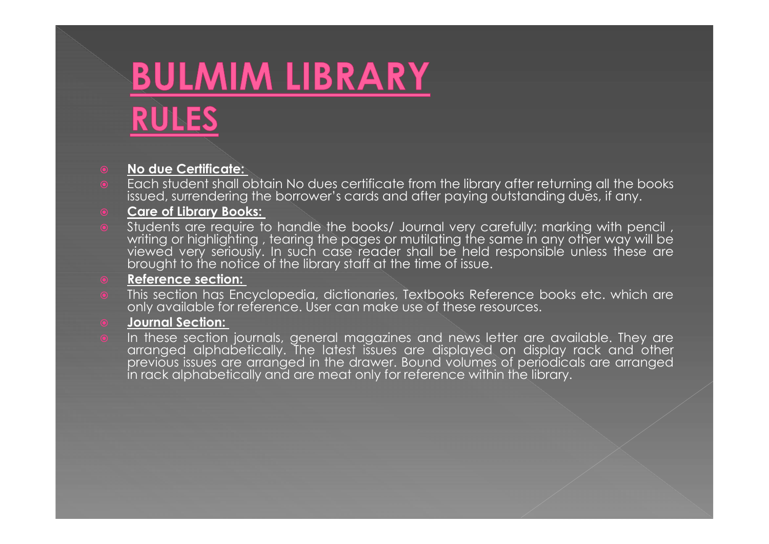# BULMIM LIBRARY RULES

- **No due Certificate:**
- Each student shall obtain No dues certificate from the library after returning all the books issued, surrendering the borrower's cards and after paying outstanding dues, if any.
- **Care of Library Books:**
- Students are require to handle the books/ Journal very carefully; marking with pencil , writing or highlighting , tearing the pages or mutilating the same in any other way will be viewed very seriously. In such case reader shall be held responsible unless these are brought to the notice of the library staff at the time of issue.
- **Reference section:**
- This section has Encyclopedia, dictionaries, Textbooks Reference books etc. which are only available for reference. User can make use of these resources.
- **Journal Section:**
- In these section journals, general magazines and news letter are available. They are arranged alphabetically. The latest issues are displayed on display rack and other previous issues are arranged in the drawer. Bound volumes of periodicals are arranged in rack alphabetically and are meat only for reference within the library.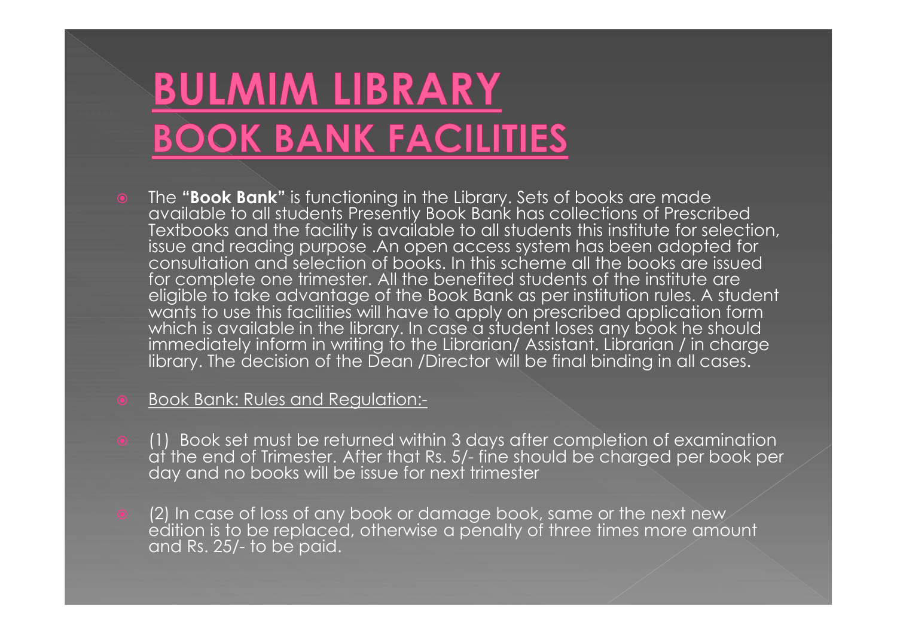# BULMIM LIBRARY
# BOOK BANK FACILITIES

- The **"Book Bank"** is functioning in the Library. Sets of books are made available to all students Presently Book Bank has collections of Prescribed Textbooks and the facility is available to all students this institute for selection, issue and reading purpose .An open access system has been adopted for consultation and selection of books. In this scheme all the books are issued for complete one trimester. All the benefited students of the institute are eligible to take advantage of the Book Bank as per institution rules. A student wants to use this facilities will have to apply on prescribed application form which is available in the library. In case a student loses any book he should immediately inform in writing to the Librarian/ Assistant. Librarian / in charge library. The decision of the Dean /Director will be final binding in all cases.

- <u>Book Bank: Rules and Regulation:-</u>

- (1) Book set must be returned within 3 days after completion of examination at the end of Trimester. After that Rs. 5/- fine should be charged per book per day and no books will be issue for next trimester

- (2) In case of loss of any book or damage book, same or the next new edition is to be replaced, otherwise a penalty of three times more amount and Rs. 25/- to be paid.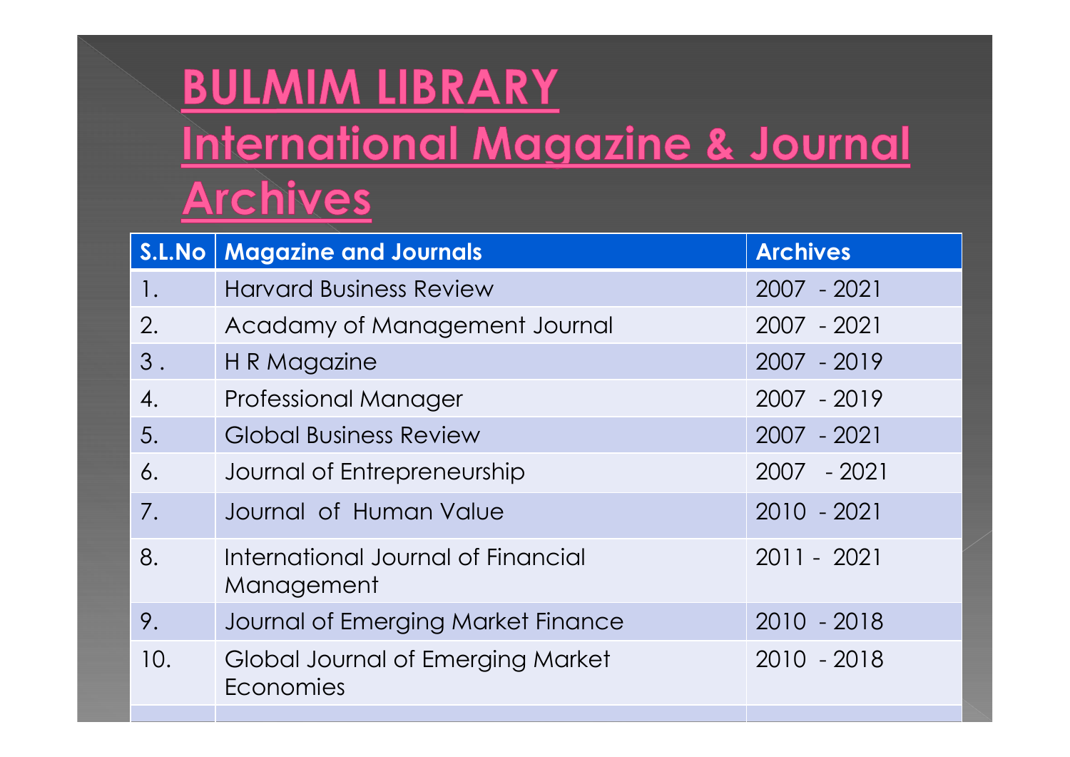# BULMIM LIBRARY
# International Magazine & Journal Archives

| S.L.No | Magazine and Journals | Archives |
|---|---|---|
| 1. | Harvard Business Review | 2007 - 2021 |
| 2. | Acadamy of Management Journal | 2007 - 2021 |
| 3 . | H R Magazine | 2007 - 2019 |
| 4. | Professional Manager | 2007 - 2019 |
| 5. | Global Business Review | 2007 - 2021 |
| 6. | Journal of Entrepreneurship | 2007 - 2021 |
| 7. | Journal of Human Value | 2010 - 2021 |
| 8. | International Journal of Financial Management | 2011 - 2021 |
| 9. | Journal of Emerging Market Finance | 2010 - 2018 |
| 10. | Global Journal of Emerging Market Economies | 2010 - 2018 |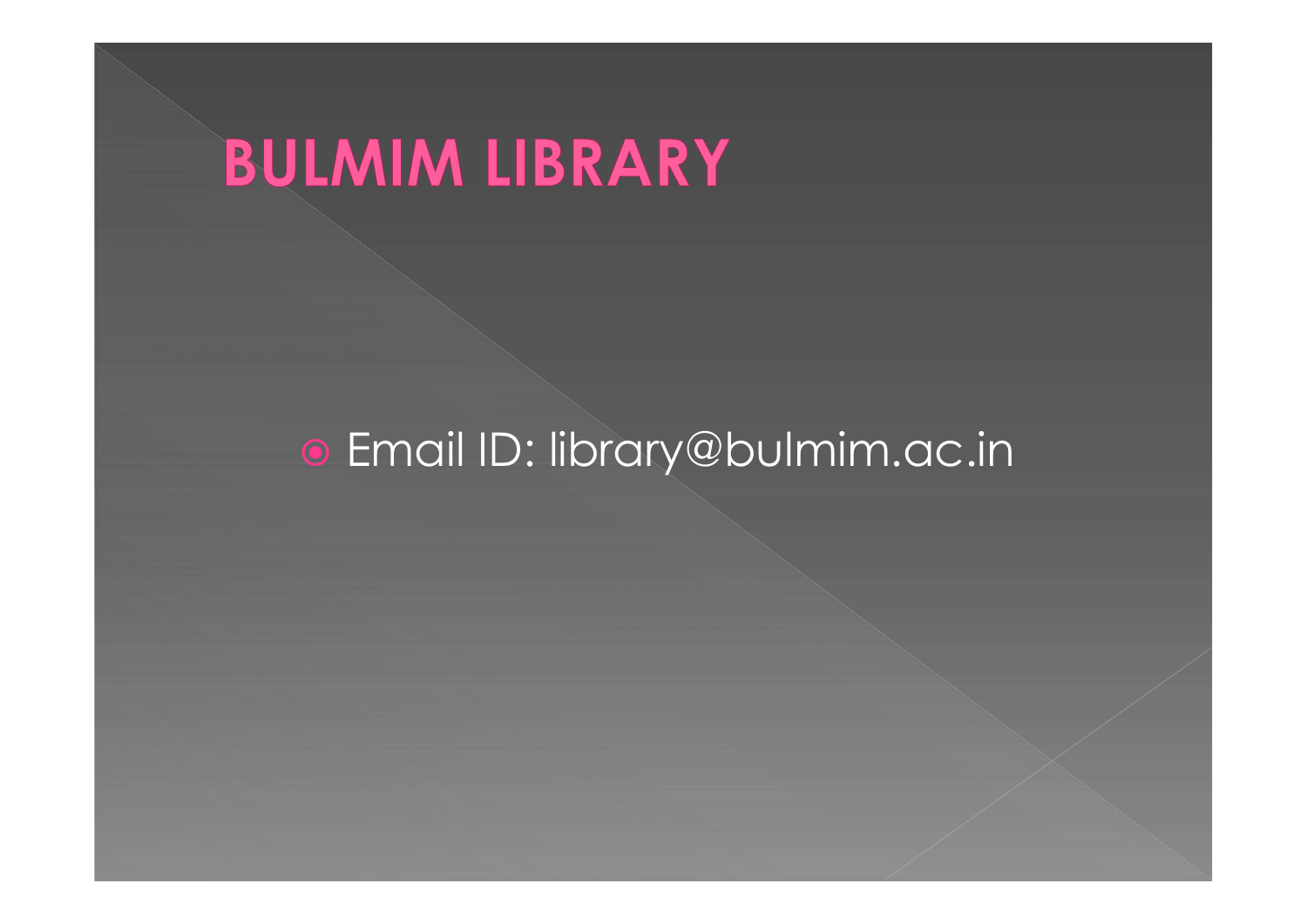# BULMIM LIBRARY

- Email ID: library@bulmim.ac.in